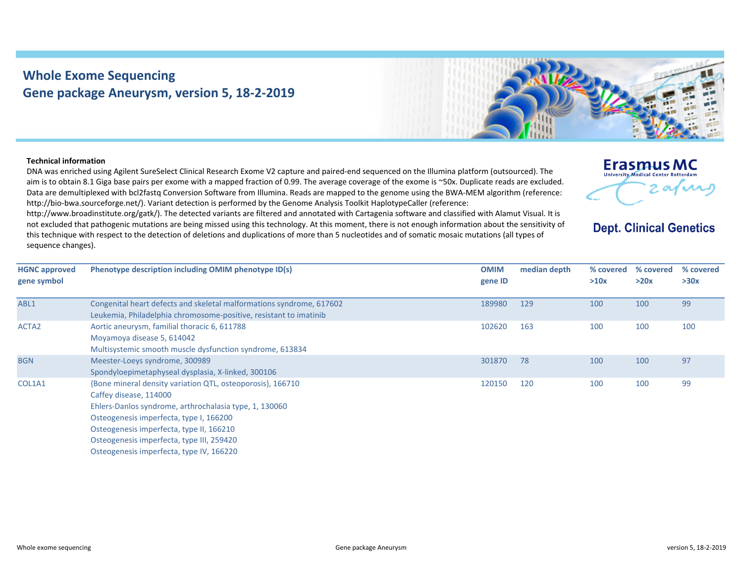# Whole Exome Sequencing
## Gene package Aneurysm, version 5, 18-2-2019

Erasmus MC
University Medical Center Rotterdam

**Dept. Clinical Genetics**

**Technical information**

DNA was enriched using Agilent SureSelect Clinical Research Exome V2 capture and paired-end sequenced on the Illumina platform (outsourced). The aim is to obtain 8.1 Giga base pairs per exome with a mapped fraction of 0.99. The average coverage of the exome is ~50x. Duplicate reads are excluded. Data are demultiplexed with bcl2fastq Conversion Software from Illumina. Reads are mapped to the genome using the BWA-MEM algorithm (reference: http://bio-bwa.sourceforge.net/). Variant detection is performed by the Genome Analysis Toolkit HaplotypeCaller (reference: http://www.broadinstitute.org/gatk/). The detected variants are filtered and annotated with Cartagenia software and classified with Alamut Visual. It is not excluded that pathogenic mutations are being missed using this technology. At this moment, there is not enough information about the sensitivity of this technique with respect to the detection of deletions and duplications of more than 5 nucleotides and of somatic mosaic mutations (all types of sequence changes).

| HGNC approved gene symbol | Phenotype description including OMIM phenotype ID(s) | OMIM gene ID | median depth | % covered >10x | % covered >20x | % covered >30x |
|---|---|---|---|---|---|---|
| ABL1 | Congenital heart defects and skeletal malformations syndrome, 617602<br>Leukemia, Philadelphia chromosome-positive, resistant to imatinib | 189980 | 129 | 100 | 100 | 99 |
| ACTA2 | Aortic aneurysm, familial thoracic 6, 611788<br>Moyamoya disease 5, 614042<br>Multisystemic smooth muscle dysfunction syndrome, 613834 | 102620 | 163 | 100 | 100 | 100 |
| BGN | Meester-Loeys syndrome, 300989<br>Spondyloepimetaphyseal dysplasia, X-linked, 300106 | 301870 | 78 | 100 | 100 | 97 |
| COL1A1 | {Bone mineral density variation QTL, osteoporosis}, 166710<br>Caffey disease, 114000<br>Ehlers-Danlos syndrome, arthrochalasia type, 1, 130060<br>Osteogenesis imperfecta, type I, 166200<br>Osteogenesis imperfecta, type II, 166210<br>Osteogenesis imperfecta, type III, 259420<br>Osteogenesis imperfecta, type IV, 166220 | 120150 | 120 | 100 | 100 | 99 |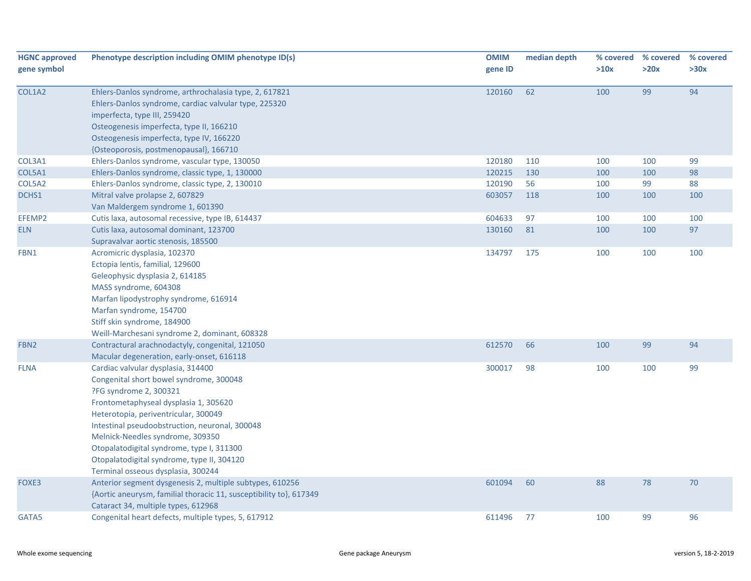| HGNC approved gene symbol | Phenotype description including OMIM phenotype ID(s) | OMIM gene ID | median depth | % covered >10x | % covered >20x | % covered >30x |
|---|---|---|---|---|---|---|
| COL1A2 | Ehlers-Danlos syndrome, arthrochalasia type, 2, 617821<br>Ehlers-Danlos syndrome, cardiac valvular type, 225320<br>imperfecta, type III, 259420<br>Osteogenesis imperfecta, type II, 166210<br>Osteogenesis imperfecta, type IV, 166220<br>{Osteoporosis, postmenopausal}, 166710 | 120160 | 62 | 100 | 99 | 94 |
| COL3A1 | Ehlers-Danlos syndrome, vascular type, 130050 | 120180 | 110 | 100 | 100 | 99 |
| COL5A1 | Ehlers-Danlos syndrome, classic type, 1, 130000 | 120215 | 130 | 100 | 100 | 98 |
| COL5A2 | Ehlers-Danlos syndrome, classic type, 2, 130010 | 120190 | 56 | 100 | 99 | 88 |
| DCHS1 | Mitral valve prolapse 2, 607829<br>Van Maldergem syndrome 1, 601390 | 603057 | 118 | 100 | 100 | 100 |
| EFEMP2 | Cutis laxa, autosomal recessive, type IB, 614437 | 604633 | 97 | 100 | 100 | 100 |
| ELN | Cutis laxa, autosomal dominant, 123700<br>Supravalvar aortic stenosis, 185500 | 130160 | 81 | 100 | 100 | 97 |
| FBN1 | Acromicric dysplasia, 102370<br>Ectopia lentis, familial, 129600<br>Geleophysic dysplasia 2, 614185<br>MASS syndrome, 604308<br>Marfan lipodystrophy syndrome, 616914<br>Marfan syndrome, 154700<br>Stiff skin syndrome, 184900<br>Weill-Marchesani syndrome 2, dominant, 608328 | 134797 | 175 | 100 | 100 | 100 |
| FBN2 | Contractural arachnodactyly, congenital, 121050<br>Macular degeneration, early-onset, 616118 | 612570 | 66 | 100 | 99 | 94 |
| FLNA | Cardiac valvular dysplasia, 314400<br>Congenital short bowel syndrome, 300048<br>?FG syndrome 2, 300321<br>Frontometaphyseal dysplasia 1, 305620<br>Heterotopia, periventricular, 300049<br>Intestinal pseudoobstruction, neuronal, 300048<br>Melnick-Needles syndrome, 309350<br>Otopalatodigital syndrome, type I, 311300<br>Otopalatodigital syndrome, type II, 304120<br>Terminal osseous dysplasia, 300244 | 300017 | 98 | 100 | 100 | 99 |
| FOXE3 | Anterior segment dysgenesis 2, multiple subtypes, 610256<br>{Aortic aneurysm, familial thoracic 11, susceptibility to}, 617349<br>Cataract 34, multiple types, 612968 | 601094 | 60 | 88 | 78 | 70 |
| GATA5 | Congenital heart defects, multiple types, 5, 617912 | 611496 | 77 | 100 | 99 | 96 |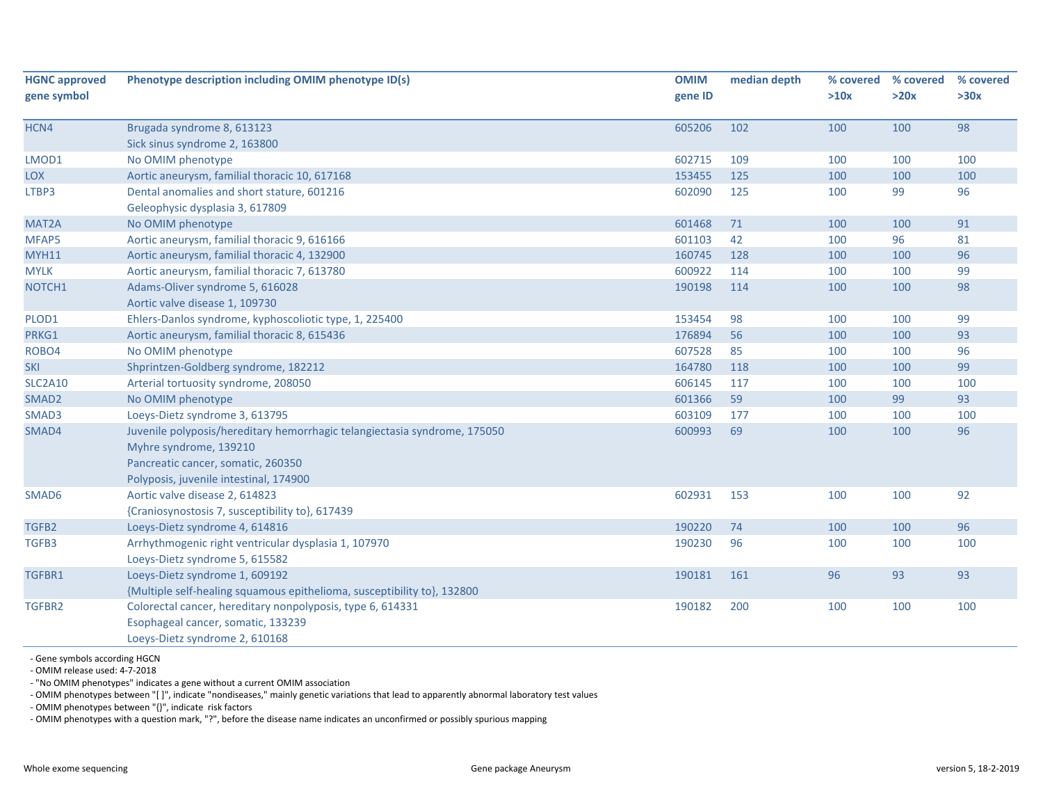| HGNC approved gene symbol | Phenotype description including OMIM phenotype ID(s) | OMIM gene ID | median depth | % covered >10x | % covered >20x | % covered >30x |
|---|---|---|---|---|---|---|
| HCN4 | Brugada syndrome 8, 613123<br>Sick sinus syndrome 2, 163800 | 605206 | 102 | 100 | 100 | 98 |
| LMOD1 | No OMIM phenotype | 602715 | 109 | 100 | 100 | 100 |
| LOX | Aortic aneurysm, familial thoracic 10, 617168 | 153455 | 125 | 100 | 100 | 100 |
| LTBP3 | Dental anomalies and short stature, 601216<br>Geleophysic dysplasia 3, 617809 | 602090 | 125 | 100 | 99 | 96 |
| MAT2A | No OMIM phenotype | 601468 | 71 | 100 | 100 | 91 |
| MFAP5 | Aortic aneurysm, familial thoracic 9, 616166 | 601103 | 42 | 100 | 96 | 81 |
| MYH11 | Aortic aneurysm, familial thoracic 4, 132900 | 160745 | 128 | 100 | 100 | 96 |
| MYLK | Aortic aneurysm, familial thoracic 7, 613780 | 600922 | 114 | 100 | 100 | 99 |
| NOTCH1 | Adams-Oliver syndrome 5, 616028<br>Aortic valve disease 1, 109730 | 190198 | 114 | 100 | 100 | 98 |
| PLOD1 | Ehlers-Danlos syndrome, kyphoscoliotic type, 1, 225400 | 153454 | 98 | 100 | 100 | 99 |
| PRKG1 | Aortic aneurysm, familial thoracic 8, 615436 | 176894 | 56 | 100 | 100 | 93 |
| ROBO4 | No OMIM phenotype | 607528 | 85 | 100 | 100 | 96 |
| SKI | Shprintzen-Goldberg syndrome, 182212 | 164780 | 118 | 100 | 100 | 99 |
| SLC2A10 | Arterial tortuosity syndrome, 208050 | 606145 | 117 | 100 | 100 | 100 |
| SMAD2 | No OMIM phenotype | 601366 | 59 | 100 | 99 | 93 |
| SMAD3 | Loeys-Dietz syndrome 3, 613795 | 603109 | 177 | 100 | 100 | 100 |
| SMAD4 | Juvenile polyposis/hereditary hemorrhagic telangiectasia syndrome, 175050<br>Myhre syndrome, 139210<br>Pancreatic cancer, somatic, 260350<br>Polyposis, juvenile intestinal, 174900 | 600993 | 69 | 100 | 100 | 96 |
| SMAD6 | Aortic valve disease 2, 614823<br>{Craniosynostosis 7, susceptibility to}, 617439 | 602931 | 153 | 100 | 100 | 92 |
| TGFB2 | Loeys-Dietz syndrome 4, 614816 | 190220 | 74 | 100 | 100 | 96 |
| TGFB3 | Arrhythmogenic right ventricular dysplasia 1, 107970<br>Loeys-Dietz syndrome 5, 615582 | 190230 | 96 | 100 | 100 | 100 |
| TGFBR1 | Loeys-Dietz syndrome 1, 609192<br>{Multiple self-healing squamous epithelioma, susceptibility to}, 132800 | 190181 | 161 | 96 | 93 | 93 |
| TGFBR2 | Colorectal cancer, hereditary nonpolyposis, type 6, 614331<br>Esophageal cancer, somatic, 133239<br>Loeys-Dietz syndrome 2, 610168 | 190182 | 200 | 100 | 100 | 100 |

- Gene symbols according HGCN
- OMIM release used: 4-7-2018
- "No OMIM phenotypes" indicates a gene without a current OMIM association
- OMIM phenotypes between "[ ]", indicate "nondiseases," mainly genetic variations that lead to apparently abnormal laboratory test values
- OMIM phenotypes between "{}", indicate risk factors
- OMIM phenotypes with a question mark, "?", before the disease name indicates an unconfirmed or possibly spurious mapping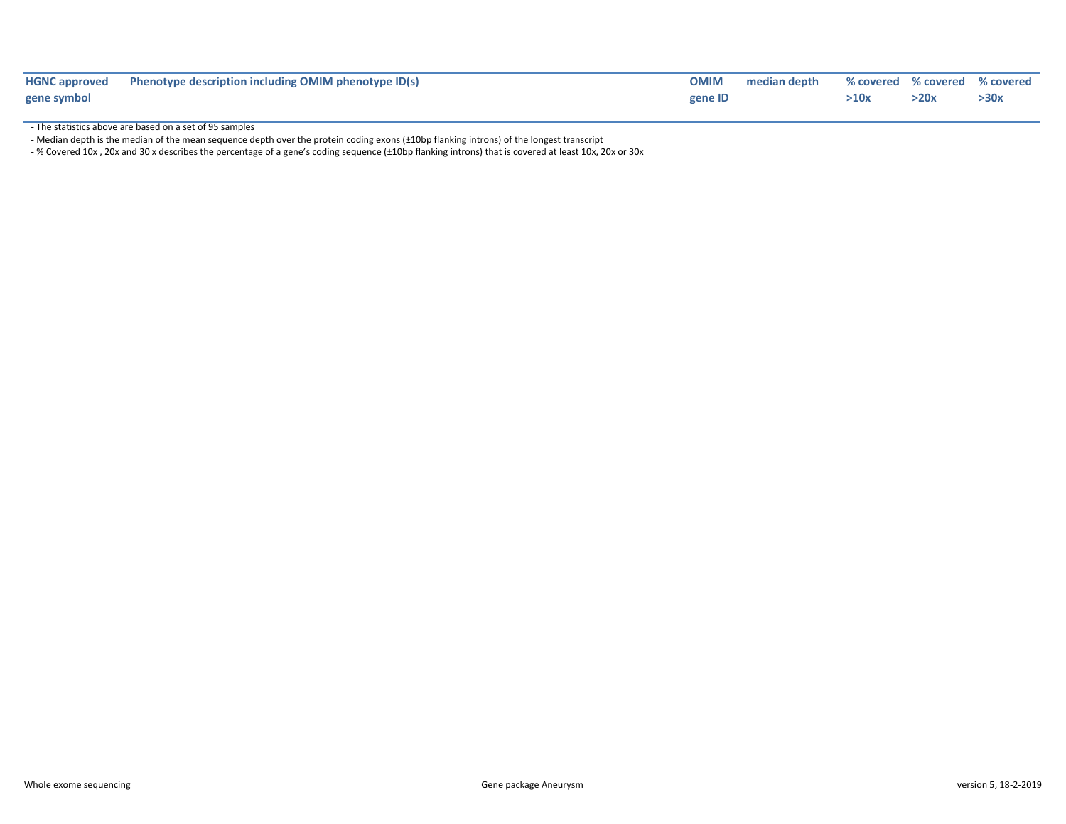| HGNC approved gene symbol | Phenotype description including OMIM phenotype ID(s) | OMIM gene ID | median depth | % covered >10x | % covered >20x | % covered >30x |
|---|---|---|---|---|---|---|

- The statistics above are based on a set of 95 samples
- Median depth is the median of the mean sequence depth over the protein coding exons (±10bp flanking introns) of the longest transcript
- % Covered 10x , 20x and 30 x describes the percentage of a gene's coding sequence (±10bp flanking introns) that is covered at least 10x, 20x or 30x